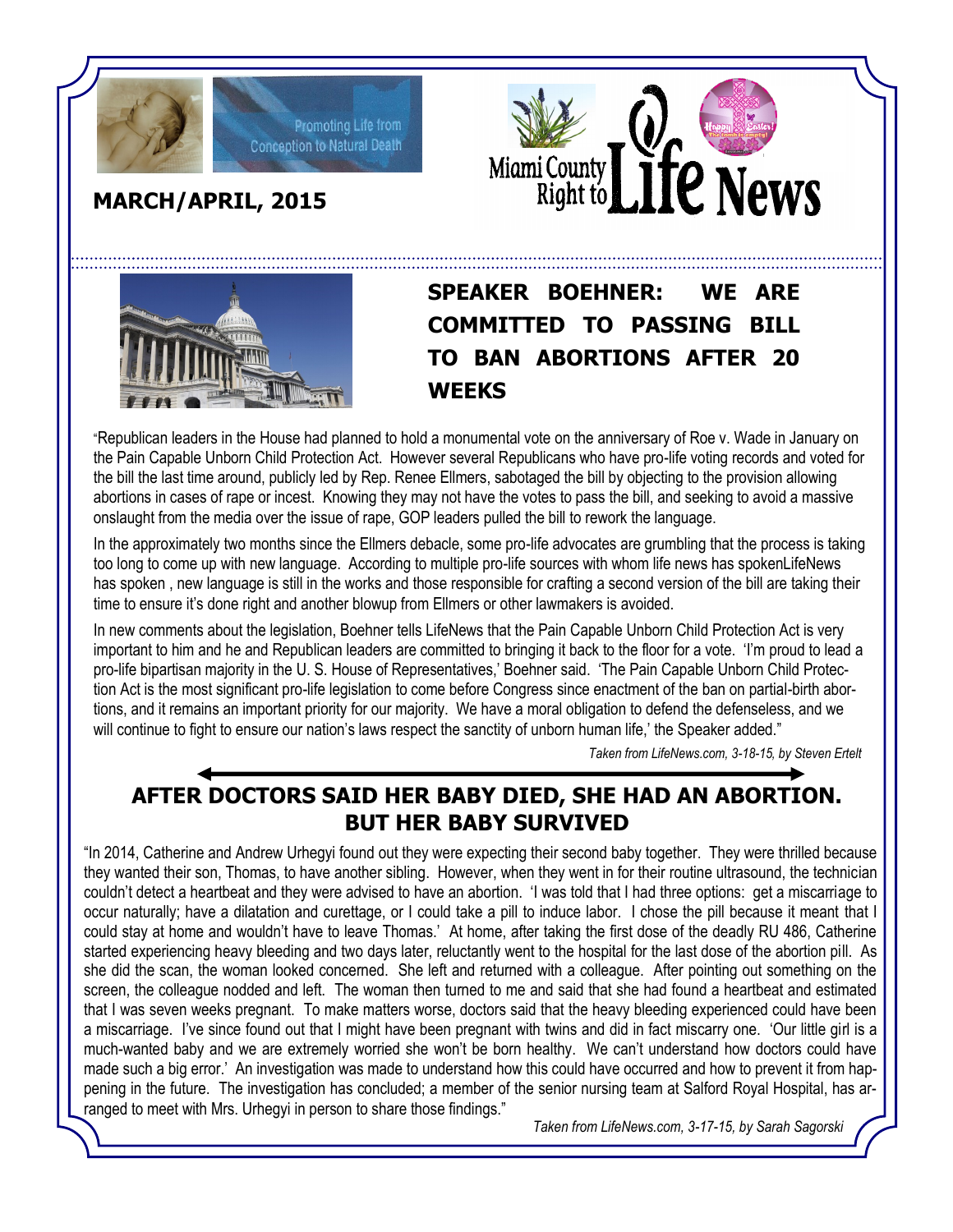Promoting Life from Conception to Natural Death

**MARCH/APRIL, 2015**

# Miami County Right to Life News

## SPEAKER BOEHNER: WE ARE COMMITTED TO PASSING BILL TO BAN ABORTIONS AFTER 20 WEEKS

"Republican leaders in the House had planned to hold a monumental vote on the anniversary of Roe v. Wade in January on the Pain Capable Unborn Child Protection Act. However several Republicans who have pro-life voting records and voted for the bill the last time around, publicly led by Rep. Renee Ellmers, sabotaged the bill by objecting to the provision allowing abortions in cases of rape or incest. Knowing they may not have the votes to pass the bill, and seeking to avoid a massive onslaught from the media over the issue of rape, GOP leaders pulled the bill to rework the language.

In the approximately two months since the Ellmers debacle, some pro-life advocates are grumbling that the process is taking too long to come up with new language. According to multiple pro-life sources with whom life news has spokenLifeNews has spoken , new language is still in the works and those responsible for crafting a second version of the bill are taking their time to ensure it's done right and another blowup from Ellmers or other lawmakers is avoided.

In new comments about the legislation, Boehner tells LifeNews that the Pain Capable Unborn Child Protection Act is very important to him and he and Republican leaders are committed to bringing it back to the floor for a vote. 'I'm proud to lead a pro-life bipartisan majority in the U. S. House of Representatives,' Boehner said. 'The Pain Capable Unborn Child Protection Act is the most significant pro-life legislation to come before Congress since enactment of the ban on partial-birth abortions, and it remains an important priority for our majority. We have a moral obligation to defend the defenseless, and we will continue to fight to ensure our nation's laws respect the sanctity of unborn human life,' the Speaker added."

*Taken from LifeNews.com, 3-18-15, by Steven Ertelt*

## AFTER DOCTORS SAID HER BABY DIED, SHE HAD AN ABORTION. BUT HER BABY SURVIVED

"In 2014, Catherine and Andrew Urhegyi found out they were expecting their second baby together. They were thrilled because they wanted their son, Thomas, to have another sibling. However, when they went in for their routine ultrasound, the technician couldn't detect a heartbeat and they were advised to have an abortion. 'I was told that I had three options: get a miscarriage to occur naturally; have a dilatation and curettage, or I could take a pill to induce labor. I chose the pill because it meant that I could stay at home and wouldn't have to leave Thomas.' At home, after taking the first dose of the deadly RU 486, Catherine started experiencing heavy bleeding and two days later, reluctantly went to the hospital for the last dose of the abortion pill. As she did the scan, the woman looked concerned. She left and returned with a colleague. After pointing out something on the screen, the colleague nodded and left. The woman then turned to me and said that she had found a heartbeat and estimated that I was seven weeks pregnant. To make matters worse, doctors said that the heavy bleeding experienced could have been a miscarriage. I've since found out that I might have been pregnant with twins and did in fact miscarry one. 'Our little girl is a much-wanted baby and we are extremely worried she won't be born healthy. We can't understand how doctors could have made such a big error.' An investigation was made to understand how this could have occurred and how to prevent it from happening in the future. The investigation has concluded; a member of the senior nursing team at Salford Royal Hospital, has arranged to meet with Mrs. Urhegyi in person to share those findings."

*Taken from LifeNews.com, 3-17-15, by Sarah Sagorski*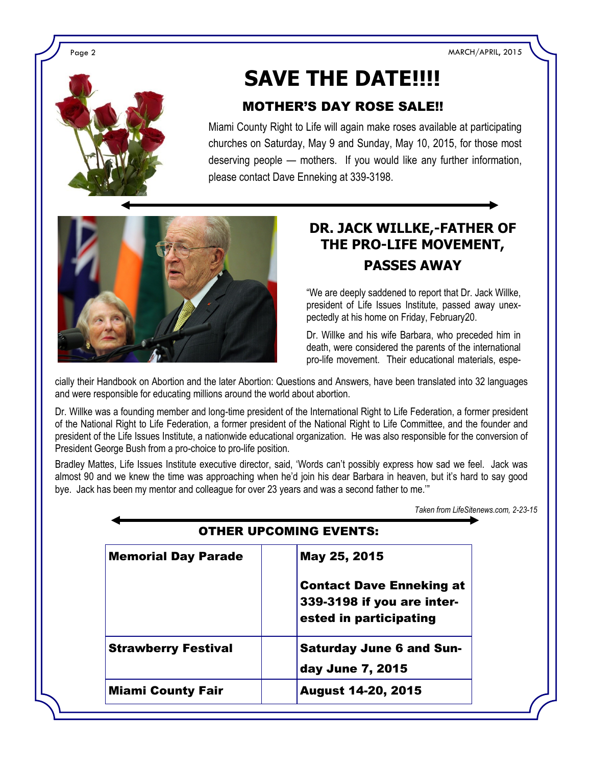# SAVE THE DATE!!!!

## MOTHER'S DAY ROSE SALE!!

Miami County Right to Life will again make roses available at participating churches on Saturday, May 9 and Sunday, May 10, 2015, for those most deserving people — mothers. If you would like any further information, please contact Dave Enneking at 339-3198.

## DR. JACK WILLKE,-FATHER OF THE PRO-LIFE MOVEMENT, PASSES AWAY

"We are deeply saddened to report that Dr. Jack Willke, president of Life Issues Institute, passed away unexpectedly at his home on Friday, February20.

Dr. Willke and his wife Barbara, who preceded him in death, were considered the parents of the international pro-life movement. Their educational materials, especially their Handbook on Abortion and the later Abortion: Questions and Answers, have been translated into 32 languages and were responsible for educating millions around the world about abortion.

Dr. Willke was a founding member and long-time president of the International Right to Life Federation, a former president of the National Right to Life Federation, a former president of the National Right to Life Committee, and the founder and president of the Life Issues Institute, a nationwide educational organization. He was also responsible for the conversion of President George Bush from a pro-choice to pro-life position.

Bradley Mattes, Life Issues Institute executive director, said, 'Words can't possibly express how sad we feel. Jack was almost 90 and we knew the time was approaching when he'd join his dear Barbara in heaven, but it's hard to say good bye. Jack has been my mentor and colleague for over 23 years and was a second father to me.'"

*Taken from LifeSitenews.com, 2-23-15*

## OTHER UPCOMING EVENTS:

| | | |
|---|---|---|
| **Memorial Day Parade** | | **May 25, 2015**<br>**Contact Dave Enneking at 339-3198 if you are interested in participating** |
| **Strawberry Festival** | | **Saturday June 6 and Sunday June 7, 2015** |
| **Miami County Fair** | | **August 14-20, 2015** |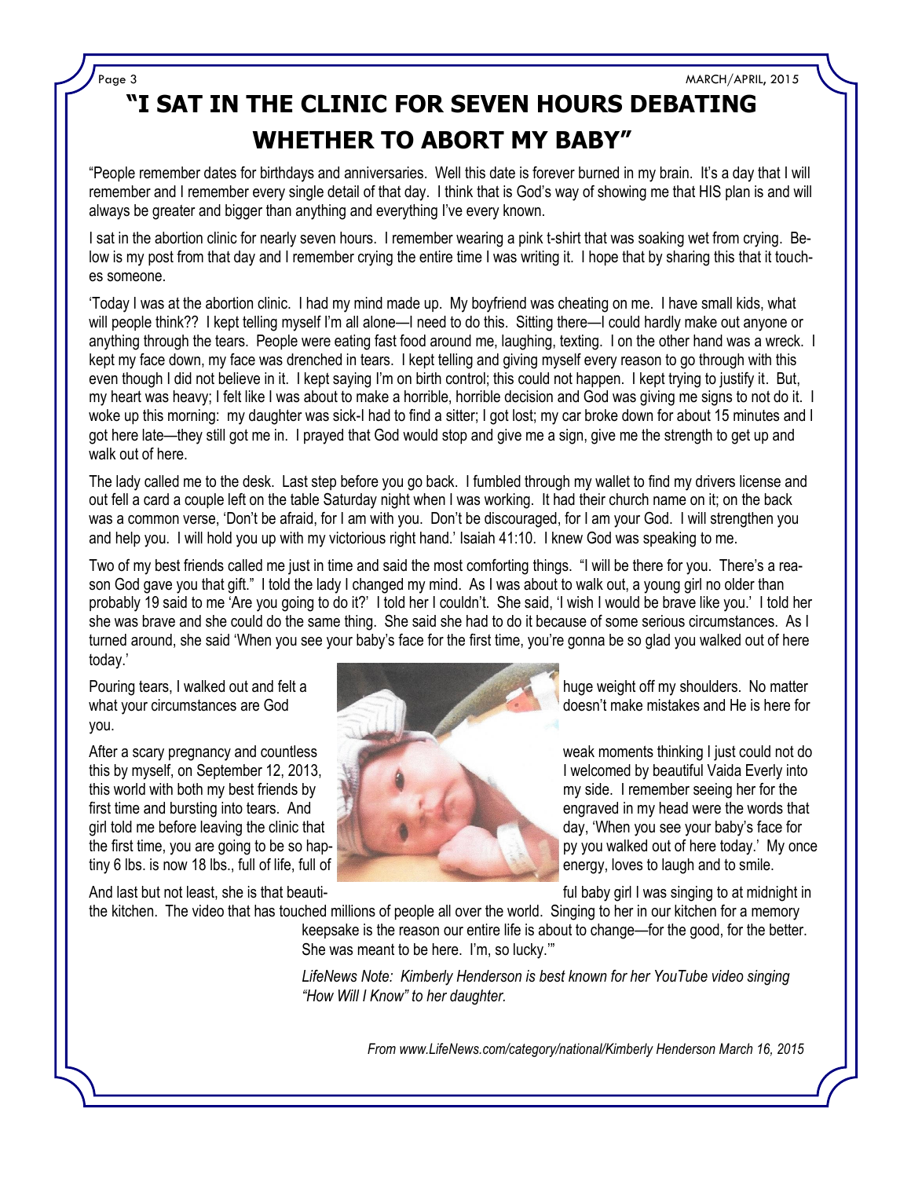# "I SAT IN THE CLINIC FOR SEVEN HOURS DEBATING WHETHER TO ABORT MY BABY"

"People remember dates for birthdays and anniversaries. Well this date is forever burned in my brain. It's a day that I will remember and I remember every single detail of that day. I think that is God's way of showing me that HIS plan is and will always be greater and bigger than anything and everything I've every known.

I sat in the abortion clinic for nearly seven hours. I remember wearing a pink t-shirt that was soaking wet from crying. Below is my post from that day and I remember crying the entire time I was writing it. I hope that by sharing this that it touches someone.

'Today I was at the abortion clinic. I had my mind made up. My boyfriend was cheating on me. I have small kids, what will people think?? I kept telling myself I'm all alone—I need to do this. Sitting there—I could hardly make out anyone or anything through the tears. People were eating fast food around me, laughing, texting. I on the other hand was a wreck. I kept my face down, my face was drenched in tears. I kept telling and giving myself every reason to go through with this even though I did not believe in it. I kept saying I'm on birth control; this could not happen. I kept trying to justify it. But, my heart was heavy; I felt like I was about to make a horrible, horrible decision and God was giving me signs to not do it. I woke up this morning: my daughter was sick-I had to find a sitter; I got lost; my car broke down for about 15 minutes and I got here late—they still got me in. I prayed that God would stop and give me a sign, give me the strength to get up and walk out of here.

The lady called me to the desk. Last step before you go back. I fumbled through my wallet to find my drivers license and out fell a card a couple left on the table Saturday night when I was working. It had their church name on it; on the back was a common verse, 'Don't be afraid, for I am with you. Don't be discouraged, for I am your God. I will strengthen you and help you. I will hold you up with my victorious right hand.' Isaiah 41:10. I knew God was speaking to me.

Two of my best friends called me just in time and said the most comforting things. "I will be there for you. There's a reason God gave you that gift." I told the lady I changed my mind. As I was about to walk out, a young girl no older than probably 19 said to me 'Are you going to do it?' I told her I couldn't. She said, 'I wish I would be brave like you.' I told her she was brave and she could do the same thing. She said she had to do it because of some serious circumstances. As I turned around, she said 'When you see your baby's face for the first time, you're gonna be so glad you walked out of here today.'

Pouring tears, I walked out and felt a huge weight off my shoulders. No matter what your circumstances are God doesn't make mistakes and He is here for you.

After a scary pregnancy and countless weak moments thinking I just could not do this by myself, on September 12, 2013, I welcomed by beautiful Vaida Everly into this world with both my best friends by my side. I remember seeing her for the first time and bursting into tears. And engraved in my head were the words that girl told me before leaving the clinic that day, 'When you see your baby's face for the first time, you are going to be so happy you walked out of here today.' My once tiny 6 lbs. is now 18 lbs., full of life, full of energy, loves to laugh and to smile.

And last but not least, she is that beautiful baby girl I was singing to at midnight in the kitchen. The video that has touched millions of people all over the world. Singing to her in our kitchen for a memory keepsake is the reason our entire life is about to change—for the good, for the better. She was meant to be here. I'm, so lucky.'"

*LifeNews Note: Kimberly Henderson is best known for her YouTube video singing "How Will I Know" to her daughter.*

*From www.LifeNews.com/category/national/Kimberly Henderson March 16, 2015*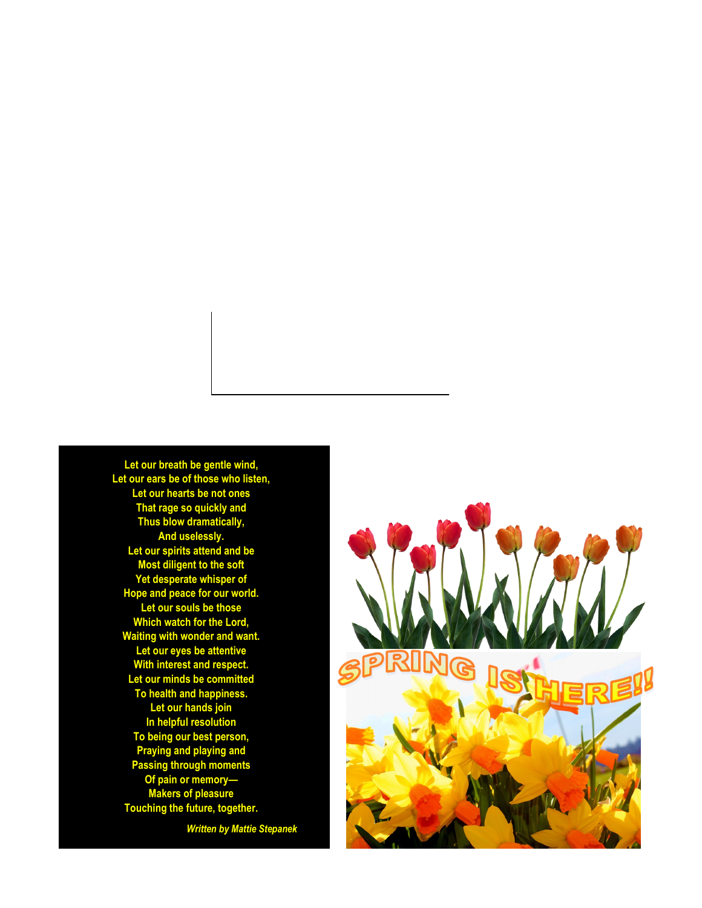Let our breath be gentle wind,
Let our ears be of those who listen,
Let our hearts be not ones
That rage so quickly and
Thus blow dramatically,
And uselessly.
Let our spirits attend and be
Most diligent to the soft
Yet desperate whisper of
Hope and peace for our world.
Let our souls be those
Which watch for the Lord,
Waiting with wonder and want.
Let our eyes be attentive
With interest and respect.
Let our minds be committed
To health and happiness.
Let our hands join
In helpful resolution
To being our best person,
Praying and playing and
Passing through moments
Of pain or memory—
Makers of pleasure
Touching the future, together.

*Written by Mattie Stepanek*

SPRING IS HERE!!